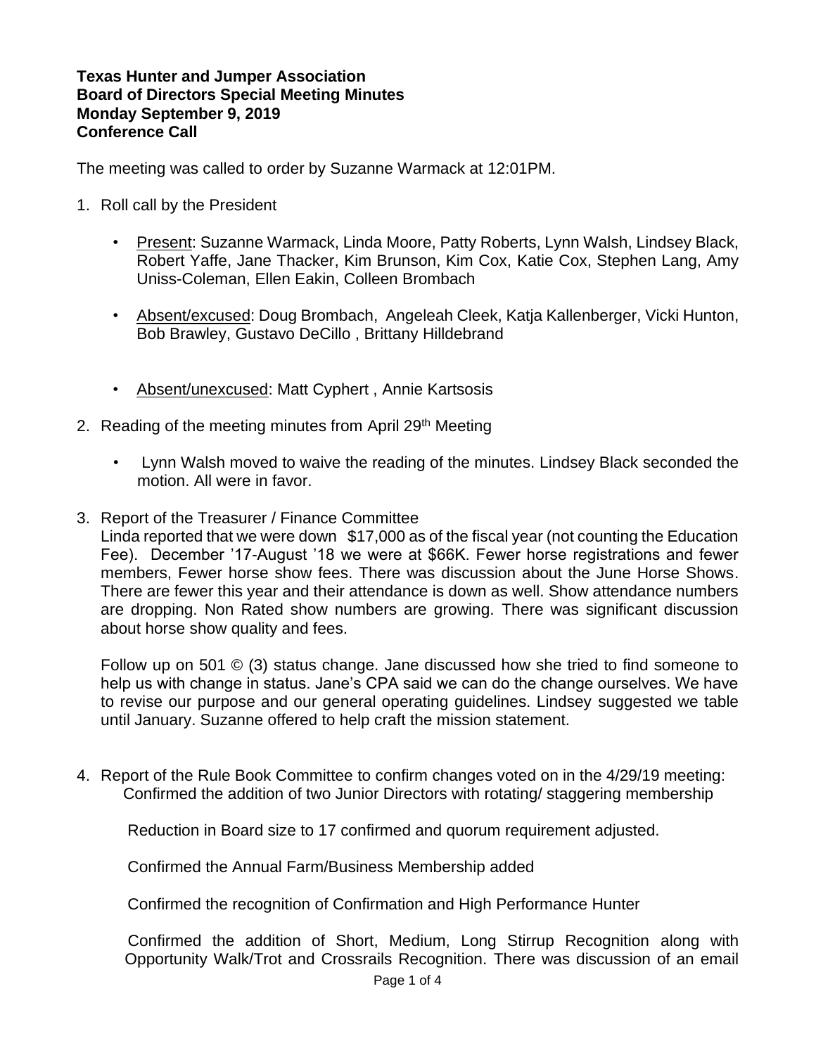**Texas Hunter and Jumper Association**
**Board of Directors Special Meeting Minutes**
**Monday September 9, 2019**
**Conference Call**

The meeting was called to order by Suzanne Warmack at 12:01PM.

1. Roll call by the President

   - Present: Suzanne Warmack, Linda Moore, Patty Roberts, Lynn Walsh, Lindsey Black, Robert Yaffe, Jane Thacker, Kim Brunson, Kim Cox, Katie Cox, Stephen Lang, Amy Uniss-Coleman, Ellen Eakin, Colleen Brombach

   - Absent/excused: Doug Brombach, Angeleah Cleek, Katja Kallenberger, Vicki Hunton, Bob Brawley, Gustavo DeCillo , Brittany Hilldebrand

   - Absent/unexcused: Matt Cyphert , Annie Kartsosis

2. Reading of the meeting minutes from April 29th Meeting

   - Lynn Walsh moved to waive the reading of the minutes. Lindsey Black seconded the motion. All were in favor.

3. Report of the Treasurer / Finance Committee

   Linda reported that we were down $17,000 as of the fiscal year (not counting the Education Fee). December ’17-August ’18 we were at $66K. Fewer horse registrations and fewer members, Fewer horse show fees. There was discussion about the June Horse Shows. There are fewer this year and their attendance is down as well. Show attendance numbers are dropping. Non Rated show numbers are growing. There was significant discussion about horse show quality and fees.

   Follow up on 501 © (3) status change. Jane discussed how she tried to find someone to help us with change in status. Jane’s CPA said we can do the change ourselves. We have to revise our purpose and our general operating guidelines. Lindsey suggested we table until January. Suzanne offered to help craft the mission statement.

4. Report of the Rule Book Committee to confirm changes voted on in the 4/29/19 meeting:
   Confirmed the addition of two Junior Directors with rotating/ staggering membership

   Reduction in Board size to 17 confirmed and quorum requirement adjusted.

   Confirmed the Annual Farm/Business Membership added

   Confirmed the recognition of Confirmation and High Performance Hunter

   Confirmed the addition of Short, Medium, Long Stirrup Recognition along with Opportunity Walk/Trot and Crossrails Recognition. There was discussion of an email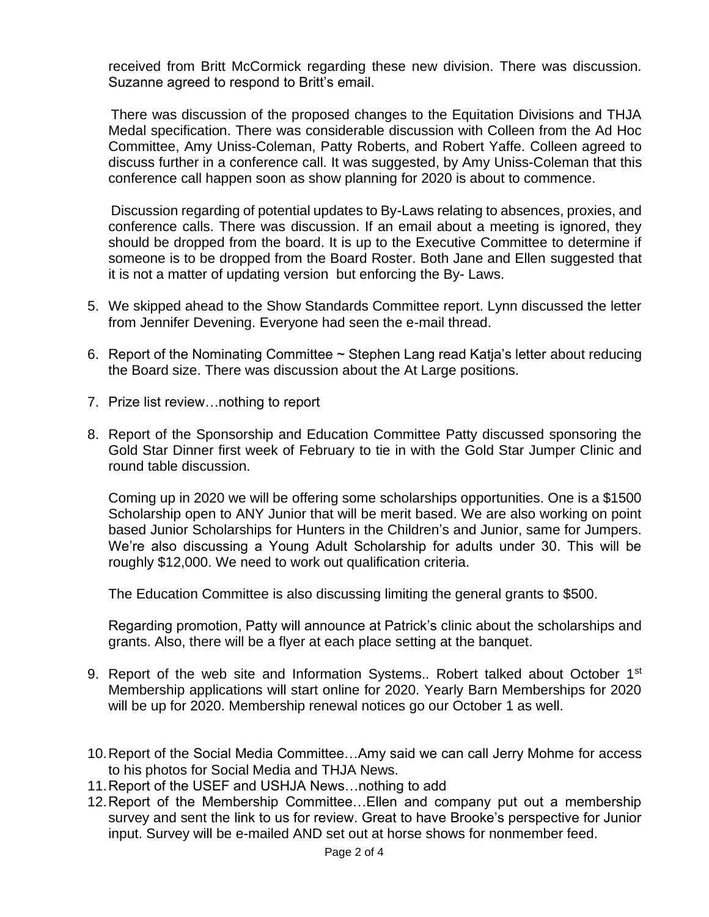received from Britt McCormick regarding these new division. There was discussion. Suzanne agreed to respond to Britt's email.

There was discussion of the proposed changes to the Equitation Divisions and THJA Medal specification. There was considerable discussion with Colleen from the Ad Hoc Committee, Amy Uniss-Coleman, Patty Roberts, and Robert Yaffe. Colleen agreed to discuss further in a conference call. It was suggested, by Amy Uniss-Coleman that this conference call happen soon as show planning for 2020 is about to commence.

Discussion regarding of potential updates to By-Laws relating to absences, proxies, and conference calls. There was discussion. If an email about a meeting is ignored, they should be dropped from the board. It is up to the Executive Committee to determine if someone is to be dropped from the Board Roster. Both Jane and Ellen suggested that it is not a matter of updating version but enforcing the By- Laws.

5. We skipped ahead to the Show Standards Committee report. Lynn discussed the letter from Jennifer Devening. Everyone had seen the e-mail thread.

6. Report of the Nominating Committee ~ Stephen Lang read Katja's letter about reducing the Board size. There was discussion about the At Large positions.

7. Prize list review…nothing to report

8. Report of the Sponsorship and Education Committee Patty discussed sponsoring the Gold Star Dinner first week of February to tie in with the Gold Star Jumper Clinic and round table discussion.

   Coming up in 2020 we will be offering some scholarships opportunities. One is a $1500 Scholarship open to ANY Junior that will be merit based. We are also working on point based Junior Scholarships for Hunters in the Children's and Junior, same for Jumpers. We're also discussing a Young Adult Scholarship for adults under 30. This will be roughly $12,000. We need to work out qualification criteria.

   The Education Committee is also discussing limiting the general grants to $500.

   Regarding promotion, Patty will announce at Patrick's clinic about the scholarships and grants. Also, there will be a flyer at each place setting at the banquet.

9. Report of the web site and Information Systems.. Robert talked about October 1st Membership applications will start online for 2020. Yearly Barn Memberships for 2020 will be up for 2020. Membership renewal notices go our October 1 as well.

10. Report of the Social Media Committee…Amy said we can call Jerry Mohme for access to his photos for Social Media and THJA News.
11. Report of the USEF and USHJA News…nothing to add
12. Report of the Membership Committee…Ellen and company put out a membership survey and sent the link to us for review. Great to have Brooke's perspective for Junior input. Survey will be e-mailed AND set out at horse shows for nonmember feed.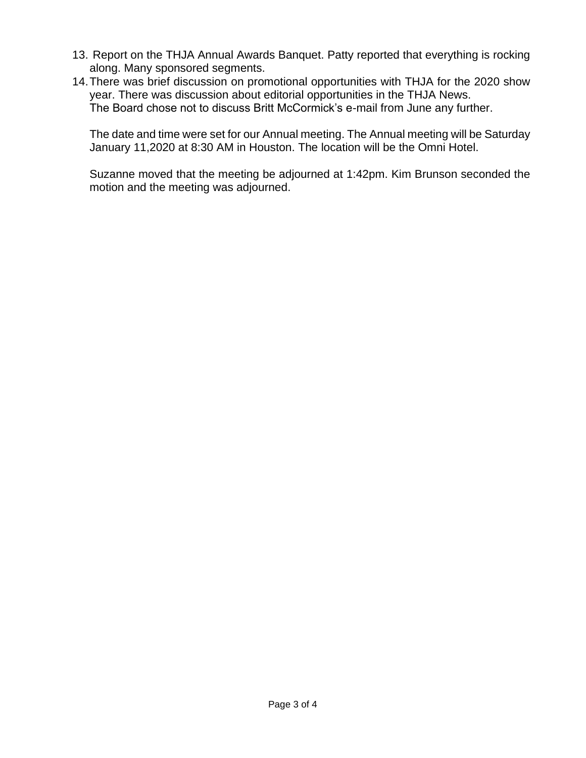13. Report on the THJA Annual Awards Banquet. Patty reported that everything is rocking along. Many sponsored segments.
14. There was brief discussion on promotional opportunities with THJA for the 2020 show year. There was discussion about editorial opportunities in the THJA News.
    The Board chose not to discuss Britt McCormick's e-mail from June any further.

    The date and time were set for our Annual meeting. The Annual meeting will be Saturday January 11,2020 at 8:30 AM in Houston. The location will be the Omni Hotel.

    Suzanne moved that the meeting be adjourned at 1:42pm. Kim Brunson seconded the motion and the meeting was adjourned.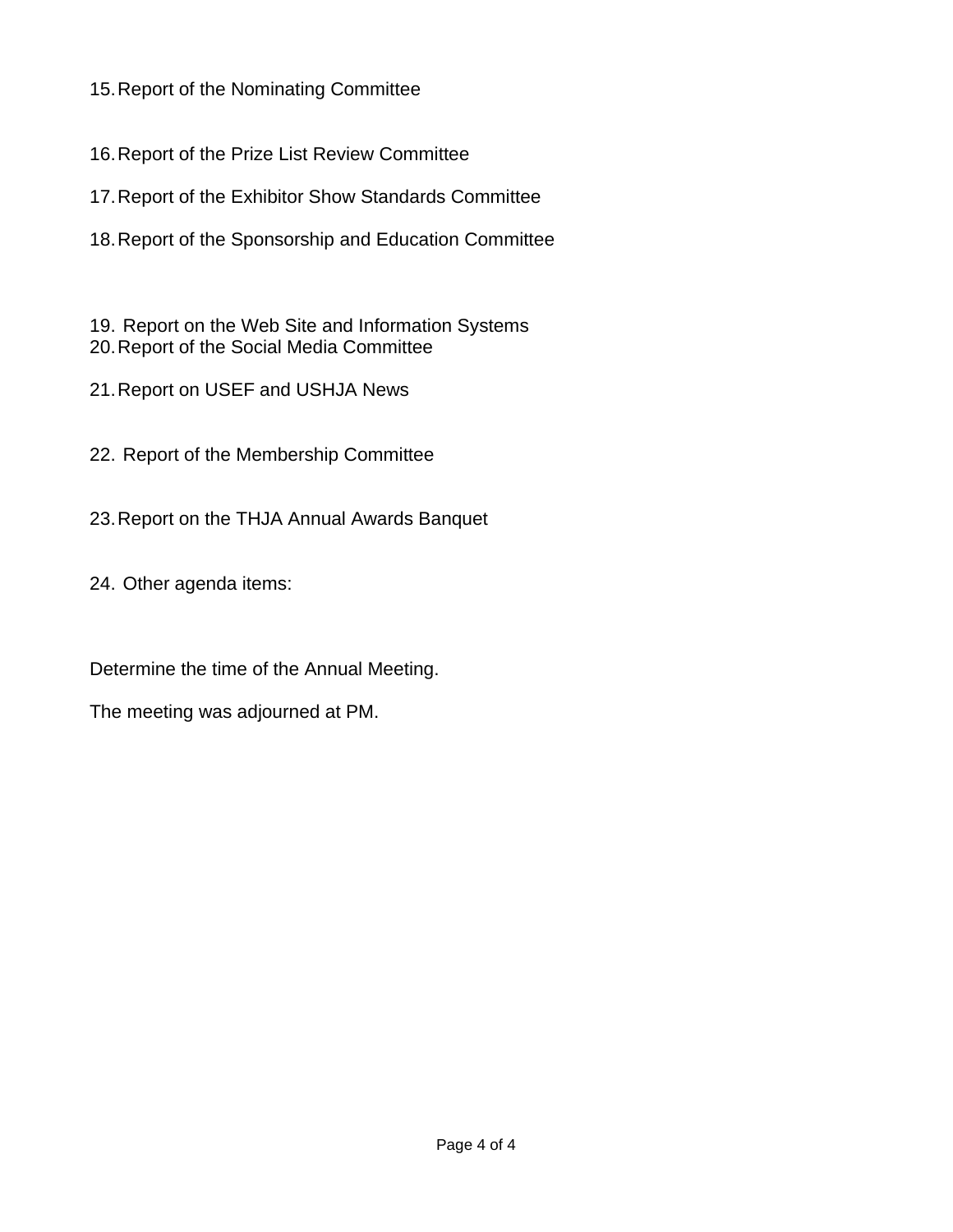15. Report of the Nominating Committee

16. Report of the Prize List Review Committee

17. Report of the Exhibitor Show Standards Committee

18. Report of the Sponsorship and Education Committee

19. Report on the Web Site and Information Systems
20. Report of the Social Media Committee

21. Report on USEF and USHJA News

22. Report of the Membership Committee

23. Report on the THJA Annual Awards Banquet

24. Other agenda items:

Determine the time of the Annual Meeting.

The meeting was adjourned at PM.